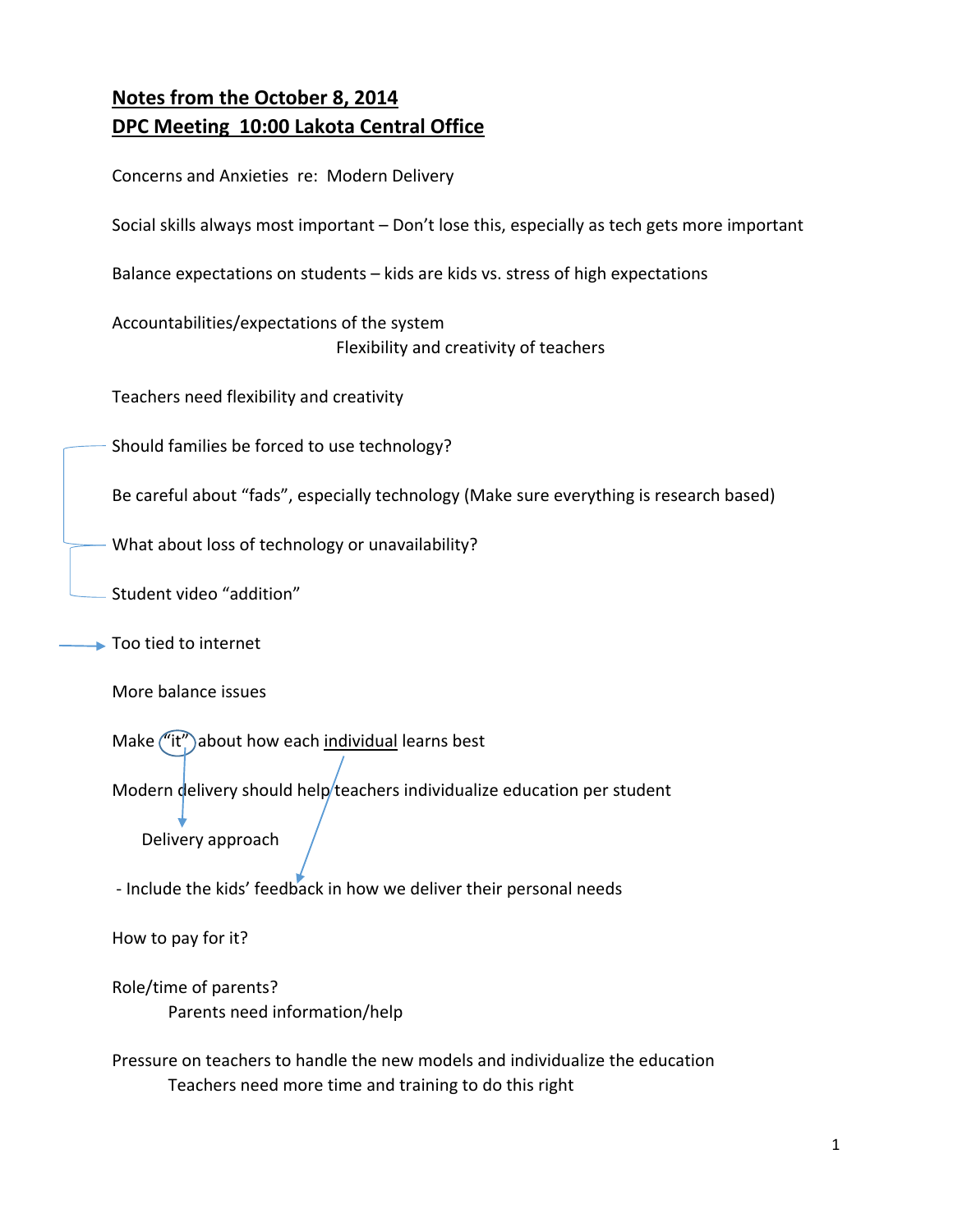**<u>Notes from the October 8, 2014</u>**
**<u>DPC Meeting 10:00 Lakota Central Office</u>**

Concerns and Anxieties re: Modern Delivery

Social skills always most important – Don't lose this, especially as tech gets more important

Balance expectations on students – kids are kids vs. stress of high expectations

Accountabilities/expectations of the system
Flexibility and creativity of teachers

Teachers need flexibility and creativity

Should families be forced to use technology?

Be careful about "fads", especially technology (Make sure everything is research based)

What about loss of technology or unavailability?

Student video "addition"

Too tied to internet

More balance issues

Make "it" about how each <u>individual</u> learns best

Modern delivery should help teachers individualize education per student

Delivery approach

- Include the kids' feedback in how we deliver their personal needs

How to pay for it?

Role/time of parents?
Parents need information/help

Pressure on teachers to handle the new models and individualize the education
Teachers need more time and training to do this right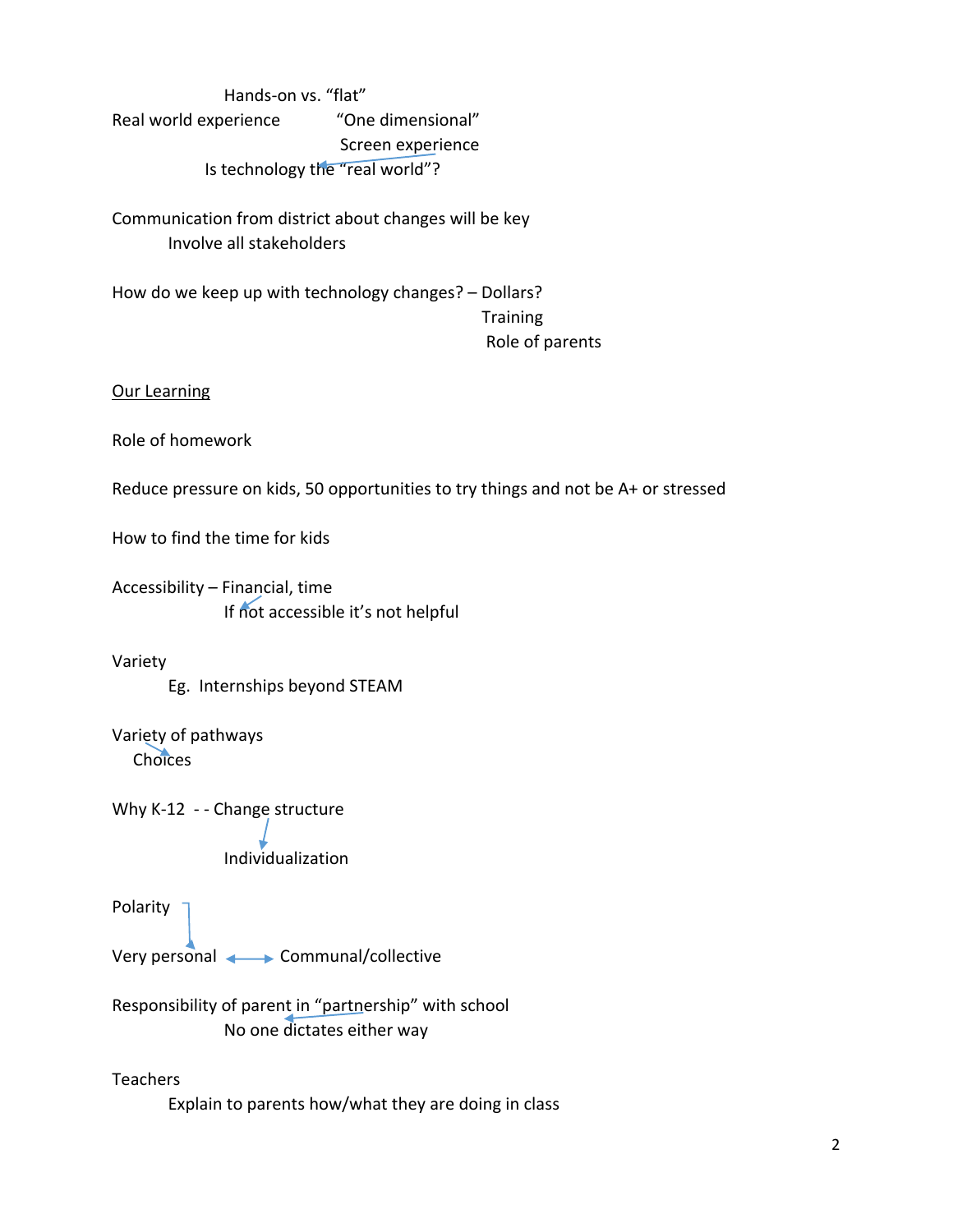Hands-on vs. “flat”

Real world experience

“One dimensional”

Screen experience

Is technology the “real world”?

Communication from district about changes will be key

Involve all stakeholders

How do we keep up with technology changes? – Dollars?

Training

Role of parents

<u>Our Learning</u>

Role of homework

Reduce pressure on kids, 50 opportunities to try things and not be A+ or stressed

How to find the time for kids

Accessibility – Financial, time

If not accessible it’s not helpful

Variety

Eg. Internships beyond STEAM

Variety of pathways

Choices

Why K-12 - - Change structure

Individualization

Polarity

Very personal ⟷ Communal/collective

Responsibility of parent in “partnership” with school

No one dictates either way

Teachers

Explain to parents how/what they are doing in class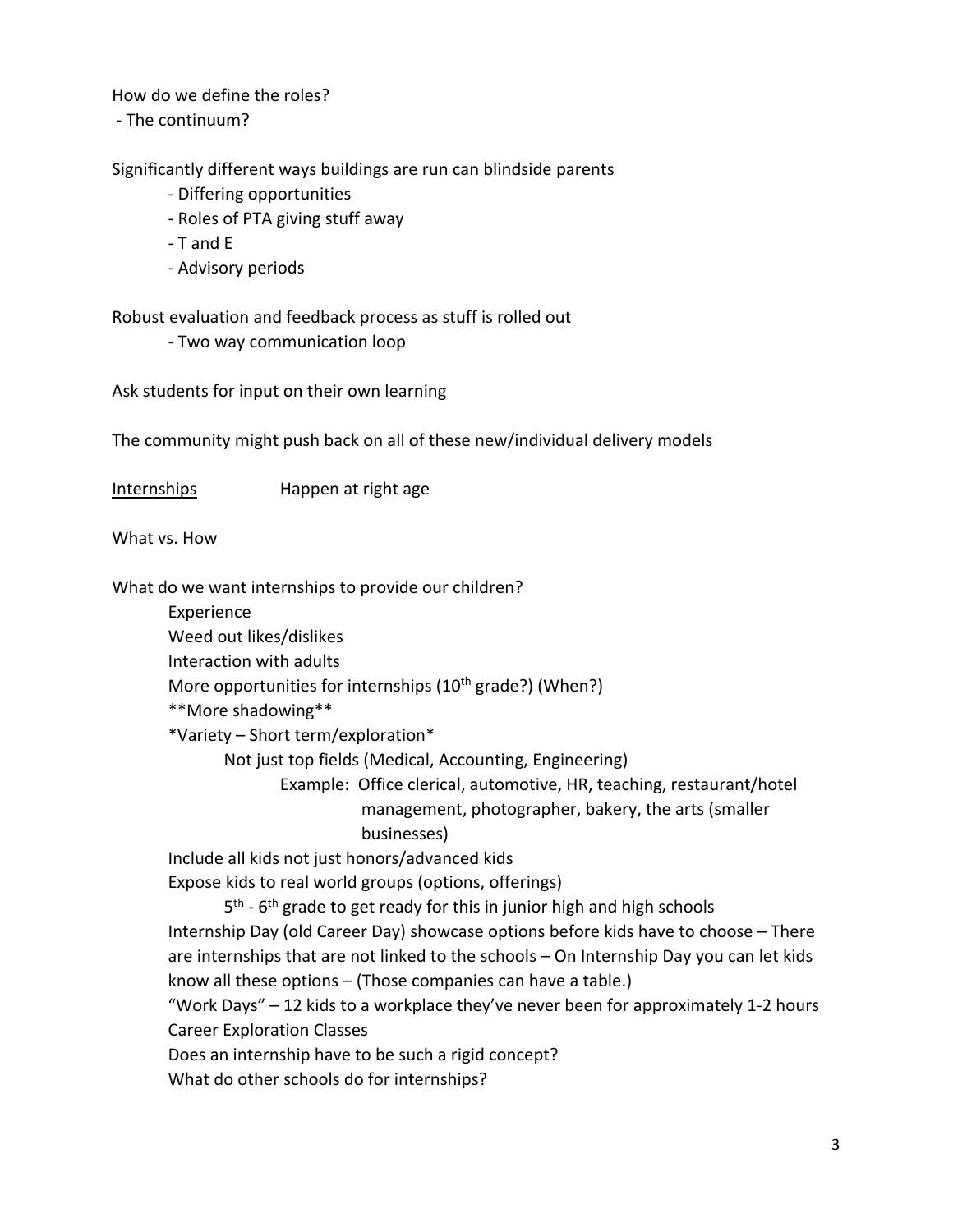How do we define the roles?

- The continuum?

Significantly different ways buildings are run can blindside parents

- Differing opportunities
- Roles of PTA giving stuff away
- T and E
- Advisory periods

Robust evaluation and feedback process as stuff is rolled out

- Two way communication loop

Ask students for input on their own learning

The community might push back on all of these new/individual delivery models

<u>Internships</u> Happen at right age

What vs. How

What do we want internships to provide our children?

- Experience
- Weed out likes/dislikes
- Interaction with adults
- More opportunities for internships (10th grade?) (When?)
- **More shadowing**
- *Variety – Short term/exploration*
  - Not just top fields (Medical, Accounting, Engineering)
    - Example: Office clerical, automotive, HR, teaching, restaurant/hotel management, photographer, bakery, the arts (smaller businesses)
- Include all kids not just honors/advanced kids
- Expose kids to real world groups (options, offerings)
  - 5th - 6th grade to get ready for this in junior high and high schools
- Internship Day (old Career Day) showcase options before kids have to choose – There are internships that are not linked to the schools – On Internship Day you can let kids know all these options – (Those companies can have a table.)
- "Work Days" – 12 kids to a workplace they've never been for approximately 1-2 hours
- Career Exploration Classes
- Does an internship have to be such a rigid concept?
- What do other schools do for internships?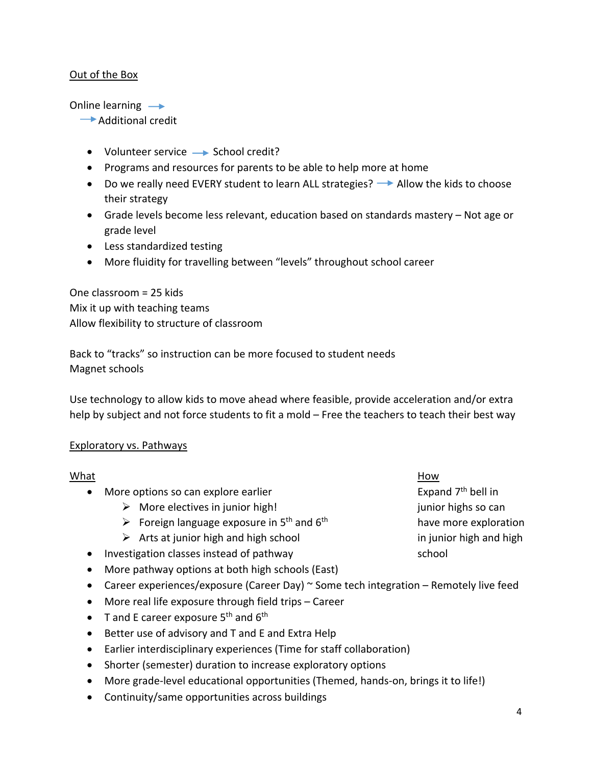Out of the Box

Online learning →
→ Additional credit

- Volunteer service → School credit?
- Programs and resources for parents to be able to help more at home
- Do we really need EVERY student to learn ALL strategies? → Allow the kids to choose their strategy
- Grade levels become less relevant, education based on standards mastery – Not age or grade level
- Less standardized testing
- More fluidity for travelling between “levels” throughout school career

One classroom = 25 kids
Mix it up with teaching teams
Allow flexibility to structure of classroom

Back to “tracks” so instruction can be more focused to student needs
Magnet schools

Use technology to allow kids to move ahead where feasible, provide acceleration and/or extra help by subject and not force students to fit a mold – Free the teachers to teach their best way

Exploratory vs. Pathways

What

- More options so can explore earlier
  - More electives in junior high!
  - Foreign language exposure in 5th and 6th
  - Arts at junior high and high school
- Investigation classes instead of pathway
- More pathway options at both high schools (East)
- Career experiences/exposure (Career Day) ~ Some tech integration – Remotely live feed
- More real life exposure through field trips – Career
- T and E career exposure 5th and 6th
- Better use of advisory and T and E and Extra Help
- Earlier interdisciplinary experiences (Time for staff collaboration)
- Shorter (semester) duration to increase exploratory options
- More grade-level educational opportunities (Themed, hands-on, brings it to life!)
- Continuity/same opportunities across buildings

How

Expand 7th bell in junior highs so can have more exploration in junior high and high school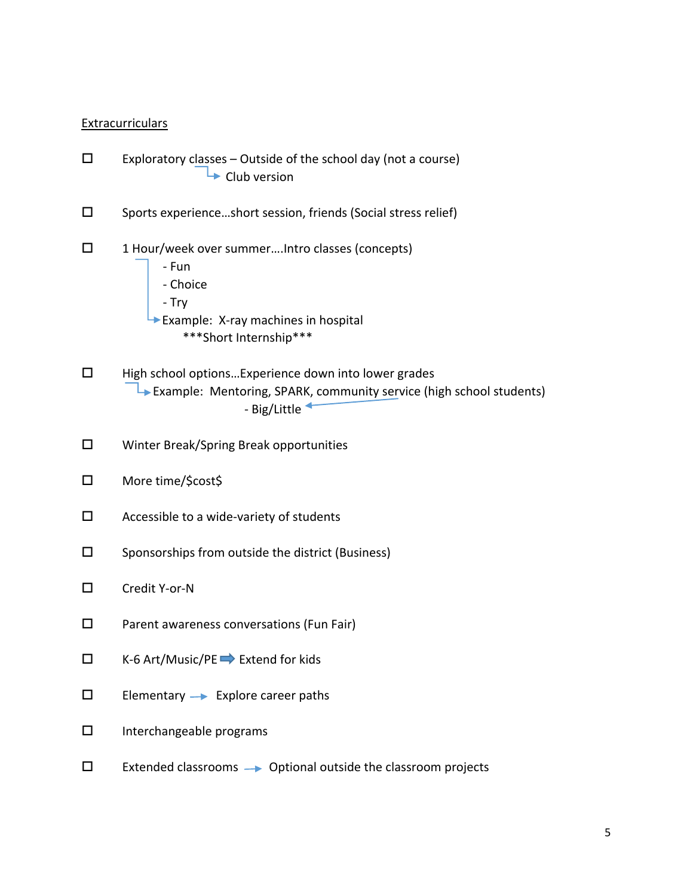<u>Extracurriculars</u>

- ☐ Exploratory classes – Outside of the school day (not a course)
  - → Club version

- ☐ Sports experience…short session, friends (Social stress relief)

- ☐ 1 Hour/week over summer….Intro classes (concepts)
  - Fun
  - Choice
  - Try
  - → Example: X-ray machines in hospital
    ***Short Internship***

- ☐ High school options…Experience down into lower grades
  - → Example: Mentoring, SPARK, community service (high school students)
    - Big/Little

- ☐ Winter Break/Spring Break opportunities

- ☐ More time/$cost$

- ☐ Accessible to a wide-variety of students

- ☐ Sponsorships from outside the district (Business)

- ☐ Credit Y-or-N

- ☐ Parent awareness conversations (Fun Fair)

- ☐ K-6 Art/Music/PE → Extend for kids

- ☐ Elementary → Explore career paths

- ☐ Interchangeable programs

- ☐ Extended classrooms → Optional outside the classroom projects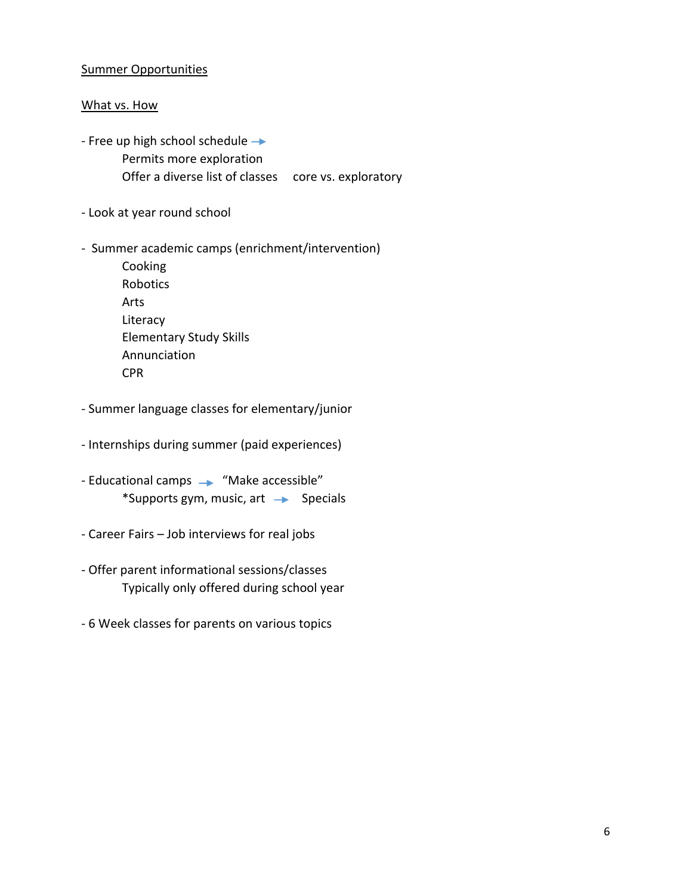<u>Summer Opportunities</u>

<u>What vs. How</u>

- Free up high school schedule →
  - Permits more exploration
  - Offer a diverse list of classes     core vs. exploratory

- Look at year round school

- Summer academic camps (enrichment/intervention)
  - Cooking
  - Robotics
  - Arts
  - Literacy
  - Elementary Study Skills
  - Annunciation
  - CPR

- Summer language classes for elementary/junior

- Internships during summer (paid experiences)

- Educational camps → "Make accessible"
  - *Supports gym, music, art → Specials

- Career Fairs – Job interviews for real jobs

- Offer parent informational sessions/classes
  - Typically only offered during school year

- 6 Week classes for parents on various topics